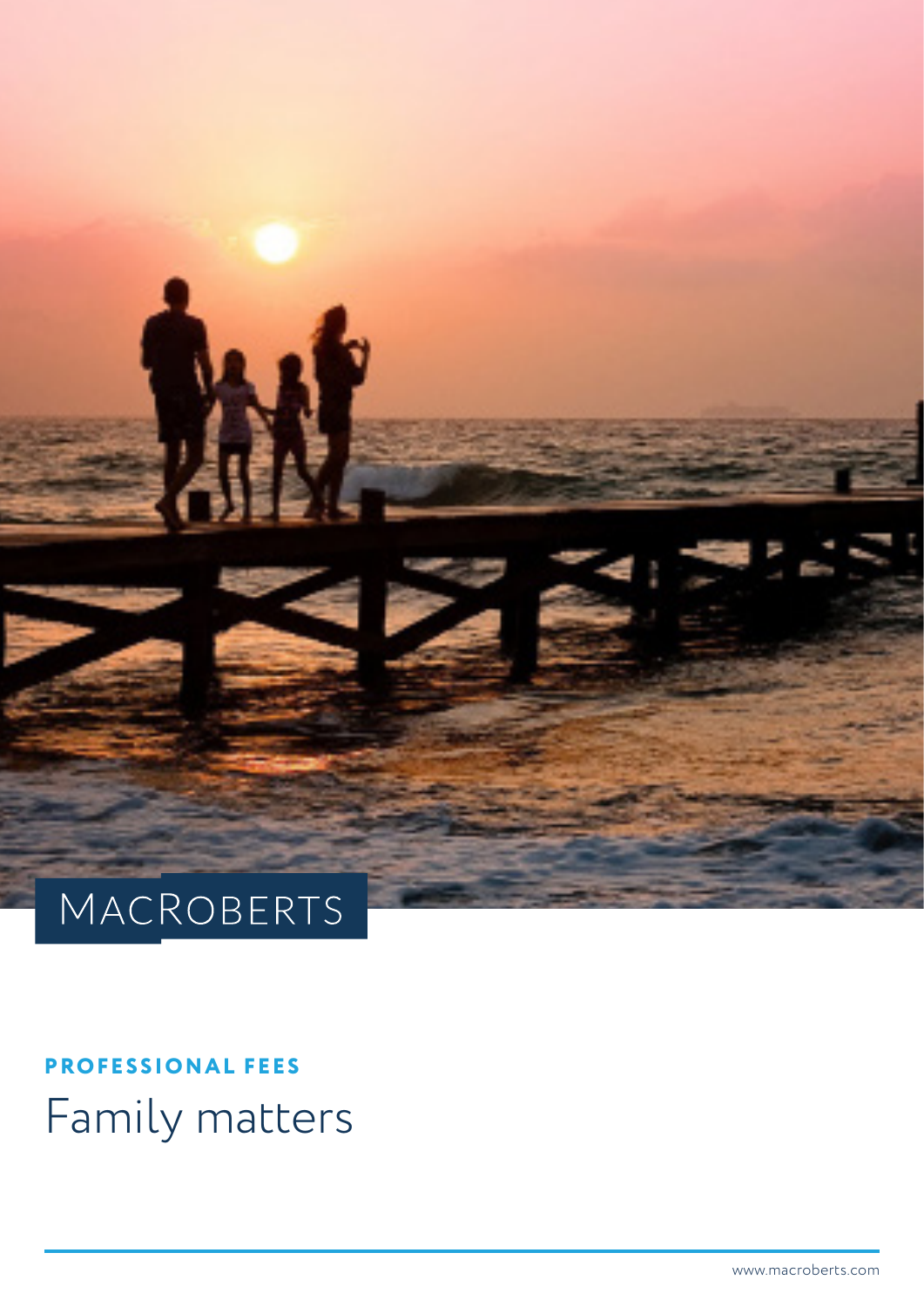MACROBERTS

**PROFESSIONAL FEES**

# Family matters

www.macroberts.com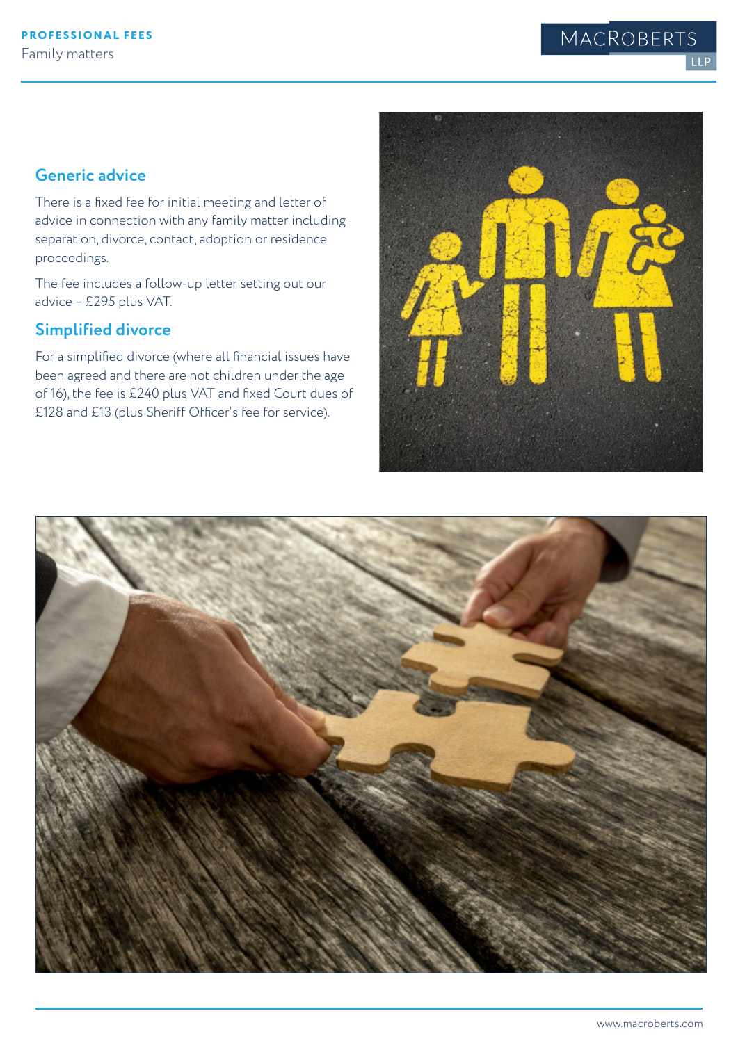## Generic advice

There is a fixed fee for initial meeting and letter of advice in connection with any family matter including separation, divorce, contact, adoption or residence proceedings.

The fee includes a follow-up letter setting out our advice – £295 plus VAT.

## Simplified divorce

For a simplified divorce (where all financial issues have been agreed and there are not children under the age of 16), the fee is £240 plus VAT and fixed Court dues of £128 and £13 (plus Sheriff Officer's fee for service).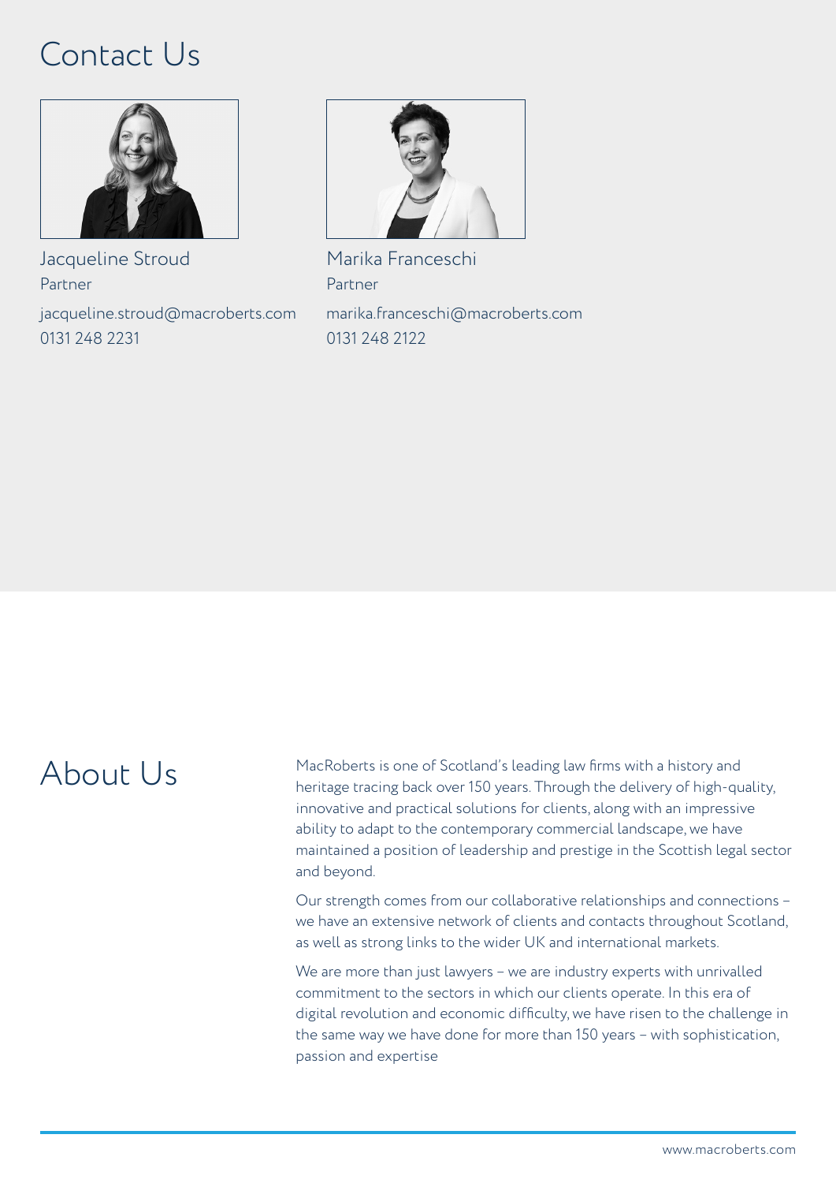# Contact Us

Jacqueline Stroud
Partner
jacqueline.stroud@macroberts.com
0131 248 2231

Marika Franceschi
Partner
marika.franceschi@macroberts.com
0131 248 2122

# About Us

MacRoberts is one of Scotland's leading law firms with a history and heritage tracing back over 150 years. Through the delivery of high-quality, innovative and practical solutions for clients, along with an impressive ability to adapt to the contemporary commercial landscape, we have maintained a position of leadership and prestige in the Scottish legal sector and beyond.

Our strength comes from our collaborative relationships and connections – we have an extensive network of clients and contacts throughout Scotland, as well as strong links to the wider UK and international markets.

We are more than just lawyers – we are industry experts with unrivalled commitment to the sectors in which our clients operate. In this era of digital revolution and economic difficulty, we have risen to the challenge in the same way we have done for more than 150 years – with sophistication, passion and expertise

www.macroberts.com